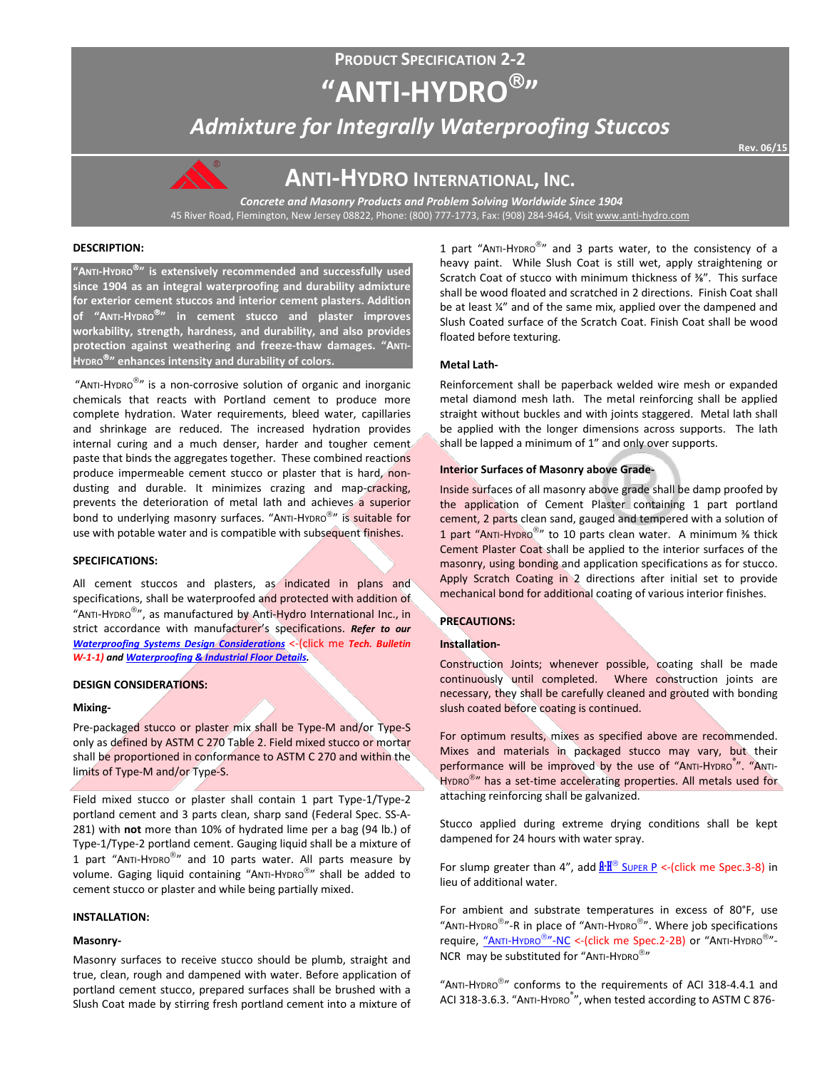# PRODUCT SPECIFICATION 2-2

# "ANTI-HYDRO®"

## *Admixture for Integrally Waterproofing Stuccos*

Rev. 06/15

## ANTI-HYDRO INTERNATIONAL, INC.

***Concrete and Masonry Products and Problem Solving Worldwide Since 1904***

45 River Road, Flemington, New Jersey 08822, Phone: (800) 777-1773, Fax: (908) 284-9464, Visit www.anti-hydro.com

### DESCRIPTION:

**"ANTI-HYDRO®" is extensively recommended and successfully used since 1904 as an integral waterproofing and durability admixture for exterior cement stuccos and interior cement plasters. Addition of "ANTI-HYDRO®" in cement stucco and plaster improves workability, strength, hardness, and durability, and also provides protection against weathering and freeze-thaw damages. "ANTI-HYDRO®" enhances intensity and durability of colors.**

"ANTI-HYDRO®" is a non-corrosive solution of organic and inorganic chemicals that reacts with Portland cement to produce more complete hydration. Water requirements, bleed water, capillaries and shrinkage are reduced. The increased hydration provides internal curing and a much denser, harder and tougher cement paste that binds the aggregates together. These combined reactions produce impermeable cement stucco or plaster that is hard, non-dusting and durable. It minimizes crazing and map-cracking, prevents the deterioration of metal lath and achieves a superior bond to underlying masonry surfaces. "ANTI-HYDRO®" is suitable for use with potable water and is compatible with subsequent finishes.

### SPECIFICATIONS:

All cement stuccos and plasters, as indicated in plans and specifications, shall be waterproofed and protected with addition of "ANTI-HYDRO®", as manufactured by Anti-Hydro International Inc., in strict accordance with manufacturer's specifications. ***Refer to our Waterproofing Systems Design Considerations <-(click me Tech. Bulletin W-1-1) and Waterproofing & Industrial Floor Details.***

### DESIGN CONSIDERATIONS:

#### Mixing-

Pre-packaged stucco or plaster mix shall be Type-M and/or Type-S only as defined by ASTM C 270 Table 2. Field mixed stucco or mortar shall be proportioned in conformance to ASTM C 270 and within the limits of Type-M and/or Type-S.

Field mixed stucco or plaster shall contain 1 part Type-1/Type-2 portland cement and 3 parts clean, sharp sand (Federal Spec. SS-A-281) with **not** more than 10% of hydrated lime per a bag (94 lb.) of Type-1/Type-2 portland cement. Gauging liquid shall be a mixture of 1 part "ANTI-HYDRO®" and 10 parts water. All parts measure by volume. Gaging liquid containing "ANTI-HYDRO®" shall be added to cement stucco or plaster and while being partially mixed.

### INSTALLATION:

#### Masonry-

Masonry surfaces to receive stucco should be plumb, straight and true, clean, rough and dampened with water. Before application of portland cement stucco, prepared surfaces shall be brushed with a Slush Coat made by stirring fresh portland cement into a mixture of 1 part "ANTI-HYDRO®" and 3 parts water, to the consistency of a heavy paint. While Slush Coat is still wet, apply straightening or Scratch Coat of stucco with minimum thickness of ⅜". This surface shall be wood floated and scratched in 2 directions. Finish Coat shall be at least ¼" and of the same mix, applied over the dampened and Slush Coated surface of the Scratch Coat. Finish Coat shall be wood floated before texturing.

#### Metal Lath-

Reinforcement shall be paperback welded wire mesh or expanded metal diamond mesh lath. The metal reinforcing shall be applied straight without buckles and with joints staggered. Metal lath shall be applied with the longer dimensions across supports. The lath shall be lapped a minimum of 1" and only over supports.

#### Interior Surfaces of Masonry above Grade-

Inside surfaces of all masonry above grade shall be damp proofed by the application of Cement Plaster containing 1 part portland cement, 2 parts clean sand, gauged and tempered with a solution of 1 part "ANTI-HYDRO®" to 10 parts clean water. A minimum ⅜ thick Cement Plaster Coat shall be applied to the interior surfaces of the masonry, using bonding and application specifications as for stucco. Apply Scratch Coating in 2 directions after initial set to provide mechanical bond for additional coating of various interior finishes.

### PRECAUTIONS:

#### Installation-

Construction Joints; whenever possible, coating shall be made continuously until completed. Where construction joints are necessary, they shall be carefully cleaned and grouted with bonding slush coated before coating is continued.

For optimum results, mixes as specified above are recommended. Mixes and materials in packaged stucco may vary, but their performance will be improved by the use of "ANTI-HYDRO®". "ANTI-HYDRO®" has a set-time accelerating properties. All metals used for attaching reinforcing shall be galvanized.

Stucco applied during extreme drying conditions shall be kept dampened for 24 hours with water spray.

For slump greater than 4", add A-H® SUPER P <-(click me Spec.3-8) in lieu of additional water.

For ambient and substrate temperatures in excess of 80°F, use "ANTI-HYDRO®"-R in place of "ANTI-HYDRO®". Where job specifications require, "ANTI-HYDRO®"-NC <-(click me Spec.2-2B) or "ANTI-HYDRO®"-NCR may be substituted for "ANTI-HYDRO®"

"ANTI-HYDRO®" conforms to the requirements of ACI 318-4.4.1 and ACI 318-3.6.3. "ANTI-HYDRO®", when tested according to ASTM C 876-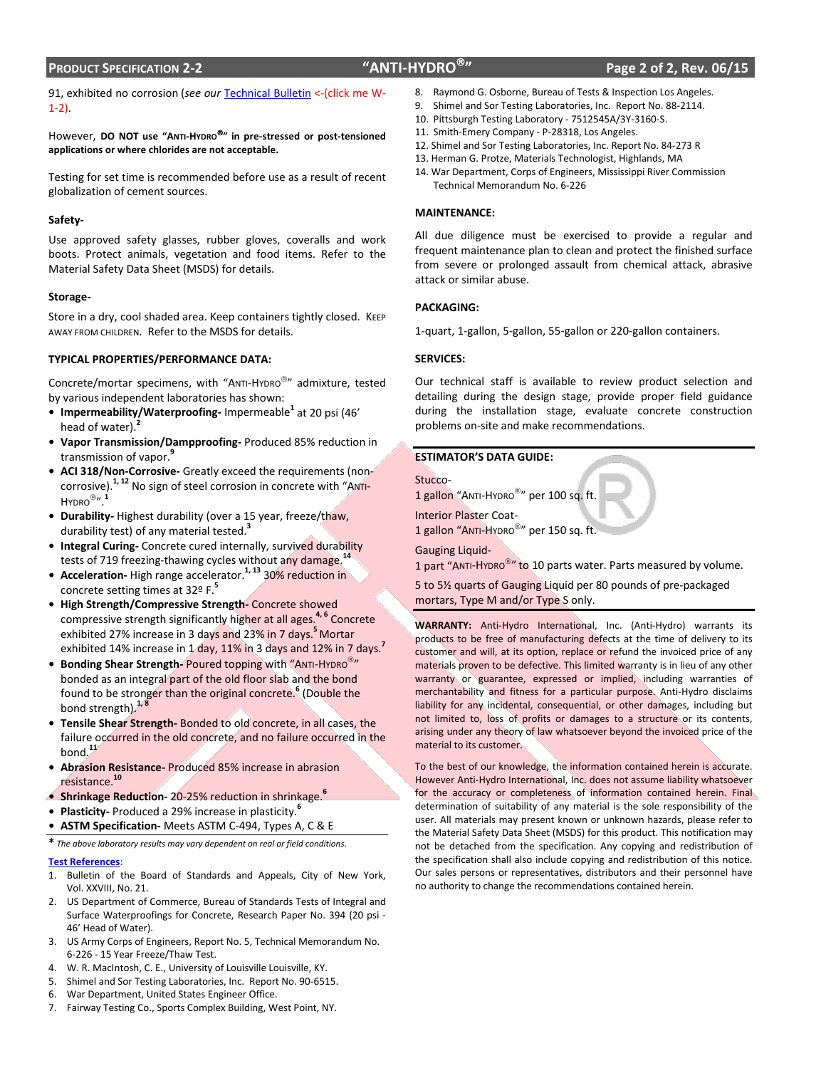91, exhibited no corrosion (*see our* Technical Bulletin <-(click me W-1-2).

However, **DO NOT use "ANTI-HYDRO®" in pre-stressed or post-tensioned applications or where chlorides are not acceptable.**

Testing for set time is recommended before use as a result of recent globalization of cement sources.

### Safety-

Use approved safety glasses, rubber gloves, coveralls and work boots. Protect animals, vegetation and food items. Refer to the Material Safety Data Sheet (MSDS) for details.

### Storage-

Store in a dry, cool shaded area. Keep containers tightly closed. KEEP AWAY FROM CHILDREN. Refer to the MSDS for details.

### TYPICAL PROPERTIES/PERFORMANCE DATA:

Concrete/mortar specimens, with "ANTI-HYDRO®" admixture, tested by various independent laboratories has shown:

- **Impermeability/Waterproofing-** Impermeable[1] at 20 psi (46' head of water).[2]
- **Vapor Transmission/Dampproofing-** Produced 85% reduction in transmission of vapor.[9]
- **ACI 318/Non-Corrosive-** Greatly exceed the requirements (non-corrosive).[1, 12] No sign of steel corrosion in concrete with "ANTI-HYDRO®".[1]
- **Durability-** Highest durability (over a 15 year, freeze/thaw, durability test) of any material tested.[3]
- **Integral Curing-** Concrete cured internally, survived durability tests of 719 freezing-thawing cycles without any damage.[14]
- **Acceleration-** High range accelerator.[1, 13] 30% reduction in concrete setting times at 32º F.[5]
- **High Strength/Compressive Strength-** Concrete showed compressive strength significantly higher at all ages.[4, 6] Concrete exhibited 27% increase in 3 days and 23% in 7 days.[5] Mortar exhibited 14% increase in 1 day, 11% in 3 days and 12% in 7 days.[7]
- **Bonding Shear Strength-** Poured topping with "ANTI-HYDRO®" bonded as an integral part of the old floor slab and the bond found to be stronger than the original concrete.[6] (Double the bond strength).[1, 8]
- **Tensile Shear Strength-** Bonded to old concrete, in all cases, the failure occurred in the old concrete, and no failure occurred in the bond.[11]
- **Abrasion Resistance-** Produced 85% increase in abrasion resistance.[10]
- **Shrinkage Reduction-** 20-25% reduction in shrinkage.[6]
- **Plasticity-** Produced a 29% increase in plasticity.[6]
- **ASTM Specification-** Meets ASTM C-494, Types A, C & E

\* *The above laboratory results may vary dependent on real or field conditions.*

**Test References:**

1. Bulletin of the Board of Standards and Appeals, City of New York, Vol. XXVIII, No. 21.
2. US Department of Commerce, Bureau of Standards Tests of Integral and Surface Waterproofings for Concrete, Research Paper No. 394 (20 psi - 46' Head of Water).
3. US Army Corps of Engineers, Report No. 5, Technical Memorandum No. 6-226 - 15 Year Freeze/Thaw Test.
4. W. R. MacIntosh, C. E., University of Louisville Louisville, KY.
5. Shimel and Sor Testing Laboratories, Inc. Report No. 90-6515.
6. War Department, United States Engineer Office.
7. Fairway Testing Co., Sports Complex Building, West Point, NY.
8. Raymond G. Osborne, Bureau of Tests & Inspection Los Angeles.
9. Shimel and Sor Testing Laboratories, Inc. Report No. 88-2114.
10. Pittsburgh Testing Laboratory - 7512545A/3Y-3160-S.
11. Smith-Emery Company - P-28318, Los Angeles.
12. Shimel and Sor Testing Laboratories, Inc. Report No. 84-273 R
13. Herman G. Protze, Materials Technologist, Highlands, MA
14. War Department, Corps of Engineers, Mississippi River Commission Technical Memorandum No. 6-226

### MAINTENANCE:

All due diligence must be exercised to provide a regular and frequent maintenance plan to clean and protect the finished surface from severe or prolonged assault from chemical attack, abrasive attack or similar abuse.

### PACKAGING:

1-quart, 1-gallon, 5-gallon, 55-gallon or 220-gallon containers.

### SERVICES:

Our technical staff is available to review product selection and detailing during the design stage, provide proper field guidance during the installation stage, evaluate concrete construction problems on-site and make recommendations.

### ESTIMATOR'S DATA GUIDE:

Stucco-
1 gallon "ANTI-HYDRO®" per 100 sq. ft.

Interior Plaster Coat-
1 gallon "ANTI-HYDRO®" per 150 sq. ft.

Gauging Liquid-
1 part "ANTI-HYDRO®" to 10 parts water. Parts measured by volume.

5 to 5½ quarts of Gauging Liquid per 80 pounds of pre-packaged mortars, Type M and/or Type S only.

**WARRANTY:** Anti-Hydro International, Inc. (Anti-Hydro) warrants its products to be free of manufacturing defects at the time of delivery to its customer and will, at its option, replace or refund the invoiced price of any materials proven to be defective. This limited warranty is in lieu of any other warranty or guarantee, expressed or implied, including warranties of merchantability and fitness for a particular purpose. Anti-Hydro disclaims liability for any incidental, consequential, or other damages, including but not limited to, loss of profits or damages to a structure or its contents, arising under any theory of law whatsoever beyond the invoiced price of the material to its customer.

To the best of our knowledge, the information contained herein is accurate. However Anti-Hydro International, Inc. does not assume liability whatsoever for the accuracy or completeness of information contained herein. Final determination of suitability of any material is the sole responsibility of the user. All materials may present known or unknown hazards, please refer to the Material Safety Data Sheet (MSDS) for this product. This notification may not be detached from the specification. Any copying and redistribution of the specification shall also include copying and redistribution of this notice. Our sales persons or representatives, distributors and their personnel have no authority to change the recommendations contained herein.